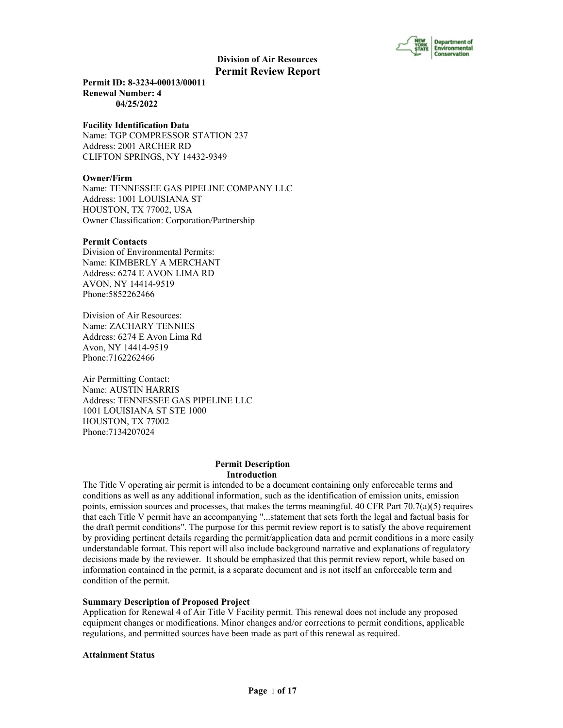**Division of Air Resources**

# Permit Review Report

**Permit ID: 8-3234-00013/00011**
**Renewal Number: 4**
**04/25/2022**

**Facility Identification Data**
Name: TGP COMPRESSOR STATION 237
Address: 2001 ARCHER RD
CLIFTON SPRINGS, NY 14432-9349

**Owner/Firm**
Name: TENNESSEE GAS PIPELINE COMPANY LLC
Address: 1001 LOUISIANA ST
HOUSTON, TX 77002, USA
Owner Classification: Corporation/Partnership

**Permit Contacts**
Division of Environmental Permits:
Name: KIMBERLY A MERCHANT
Address: 6274 E AVON LIMA RD
AVON, NY 14414-9519
Phone:5852262466

Division of Air Resources:
Name: ZACHARY TENNIES
Address: 6274 E Avon Lima Rd
Avon, NY 14414-9519
Phone:7162262466

Air Permitting Contact:
Name: AUSTIN HARRIS
Address: TENNESSEE GAS PIPELINE LLC
1001 LOUISIANA ST STE 1000
HOUSTON, TX 77002
Phone:7134207024

## Permit Description

### Introduction

The Title V operating air permit is intended to be a document containing only enforceable terms and conditions as well as any additional information, such as the identification of emission units, emission points, emission sources and processes, that makes the terms meaningful. 40 CFR Part 70.7(a)(5) requires that each Title V permit have an accompanying "...statement that sets forth the legal and factual basis for the draft permit conditions". The purpose for this permit review report is to satisfy the above requirement by providing pertinent details regarding the permit/application data and permit conditions in a more easily understandable format. This report will also include background narrative and explanations of regulatory decisions made by the reviewer. It should be emphasized that this permit review report, while based on information contained in the permit, is a separate document and is not itself an enforceable term and condition of the permit.

**Summary Description of Proposed Project**
Application for Renewal 4 of Air Title V Facility permit. This renewal does not include any proposed equipment changes or modifications. Minor changes and/or corrections to permit conditions, applicable regulations, and permitted sources have been made as part of this renewal as required.

**Attainment Status**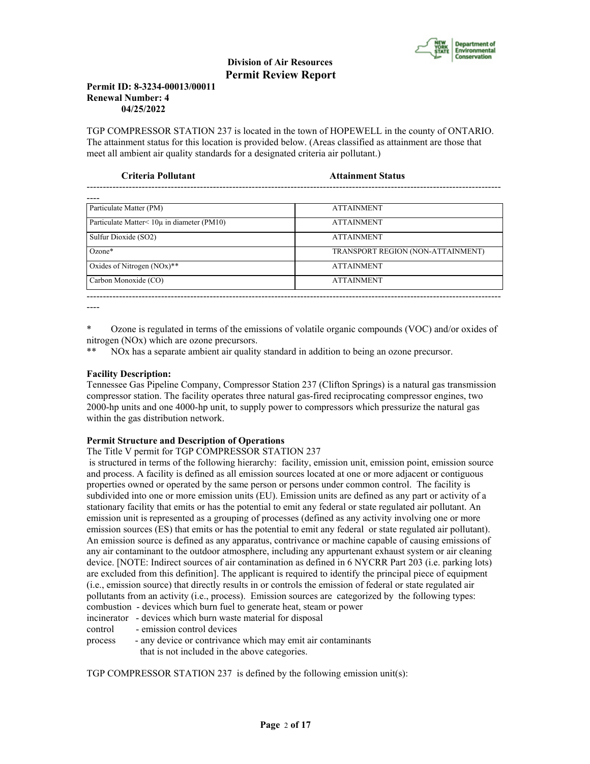**Division of Air Resources**
**Permit Review Report**

**Permit ID: 8-3234-00013/00011**
**Renewal Number: 4**
**04/25/2022**

TGP COMPRESSOR STATION 237 is located in the town of HOPEWELL in the county of ONTARIO. The attainment status for this location is provided below. (Areas classified as attainment are those that meet all ambient air quality standards for a designated criteria air pollutant.)

| Criteria Pollutant | Attainment Status |
|---|---|
| Particulate Matter (PM) | ATTAINMENT |
| Particulate Matter< 10μ in diameter (PM10) | ATTAINMENT |
| Sulfur Dioxide (SO2) | ATTAINMENT |
| Ozone* | TRANSPORT REGION (NON-ATTAINMENT) |
| Oxides of Nitrogen (NOx)** | ATTAINMENT |
| Carbon Monoxide (CO) | ATTAINMENT |

\* Ozone is regulated in terms of the emissions of volatile organic compounds (VOC) and/or oxides of nitrogen (NOx) which are ozone precursors.
\*\* NOx has a separate ambient air quality standard in addition to being an ozone precursor.

**Facility Description:**
Tennessee Gas Pipeline Company, Compressor Station 237 (Clifton Springs) is a natural gas transmission compressor station. The facility operates three natural gas-fired reciprocating compressor engines, two 2000-hp units and one 4000-hp unit, to supply power to compressors which pressurize the natural gas within the gas distribution network.

**Permit Structure and Description of Operations**
The Title V permit for TGP COMPRESSOR STATION 237 is structured in terms of the following hierarchy: facility, emission unit, emission point, emission source and process. A facility is defined as all emission sources located at one or more adjacent or contiguous properties owned or operated by the same person or persons under common control. The facility is subdivided into one or more emission units (EU). Emission units are defined as any part or activity of a stationary facility that emits or has the potential to emit any federal or state regulated air pollutant. An emission unit is represented as a grouping of processes (defined as any activity involving one or more emission sources (ES) that emits or has the potential to emit any federal or state regulated air pollutant). An emission source is defined as any apparatus, contrivance or machine capable of causing emissions of any air contaminant to the outdoor atmosphere, including any appurtenant exhaust system or air cleaning device. [NOTE: Indirect sources of air contamination as defined in 6 NYCRR Part 203 (i.e. parking lots) are excluded from this definition]. The applicant is required to identify the principal piece of equipment (i.e., emission source) that directly results in or controls the emission of federal or state regulated air pollutants from an activity (i.e., process). Emission sources are categorized by the following types:

- combustion - devices which burn fuel to generate heat, steam or power
- incinerator - devices which burn waste material for disposal
- control - emission control devices
- process - any device or contrivance which may emit air contaminants that is not included in the above categories.

TGP COMPRESSOR STATION 237 is defined by the following emission unit(s):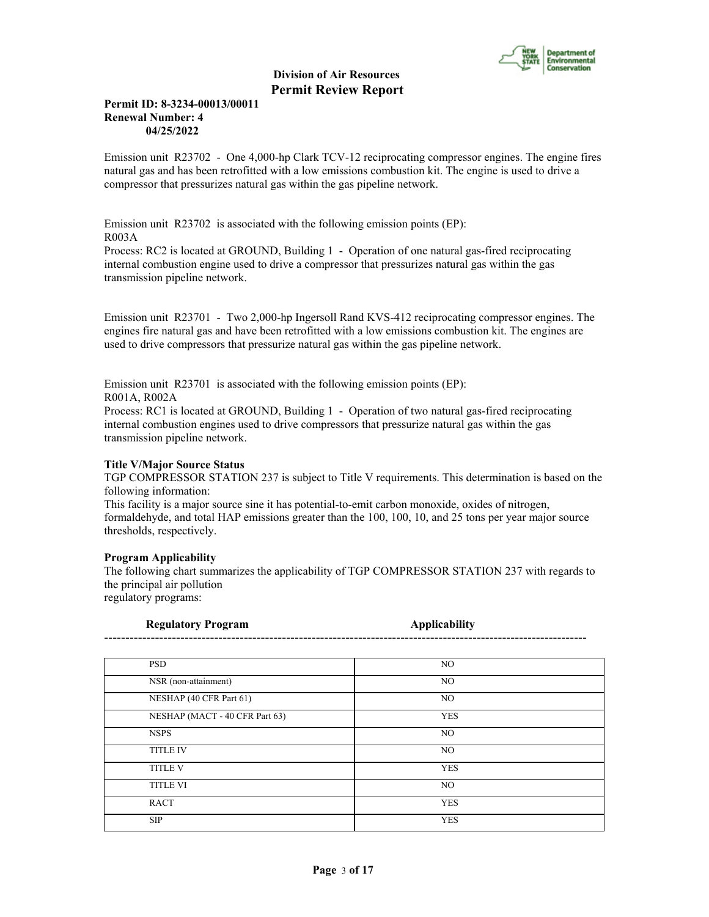Emission unit R23702 - One 4,000-hp Clark TCV-12 reciprocating compressor engines. The engine fires natural gas and has been retrofitted with a low emissions combustion kit. The engine is used to drive a compressor that pressurizes natural gas within the gas pipeline network.

Emission unit R23702 is associated with the following emission points (EP):
R003A
Process: RC2 is located at GROUND, Building 1 - Operation of one natural gas-fired reciprocating internal combustion engine used to drive a compressor that pressurizes natural gas within the gas transmission pipeline network.

Emission unit R23701 - Two 2,000-hp Ingersoll Rand KVS-412 reciprocating compressor engines. The engines fire natural gas and have been retrofitted with a low emissions combustion kit. The engines are used to drive compressors that pressurize natural gas within the gas pipeline network.

Emission unit R23701 is associated with the following emission points (EP):
R001A, R002A
Process: RC1 is located at GROUND, Building 1 - Operation of two natural gas-fired reciprocating internal combustion engines used to drive compressors that pressurize natural gas within the gas transmission pipeline network.

**Title V/Major Source Status**

TGP COMPRESSOR STATION 237 is subject to Title V requirements. This determination is based on the following information:
This facility is a major source sine it has potential-to-emit carbon monoxide, oxides of nitrogen, formaldehyde, and total HAP emissions greater than the 100, 100, 10, and 25 tons per year major source thresholds, respectively.

**Program Applicability**

The following chart summarizes the applicability of TGP COMPRESSOR STATION 237 with regards to the principal air pollution
regulatory programs:

| Regulatory Program | Applicability |
|---|---|
| PSD | NO |
| NSR (non-attainment) | NO |
| NESHAP (40 CFR Part 61) | NO |
| NESHAP (MACT - 40 CFR Part 63) | YES |
| NSPS | NO |
| TITLE IV | NO |
| TITLE V | YES |
| TITLE VI | NO |
| RACT | YES |
| SIP | YES |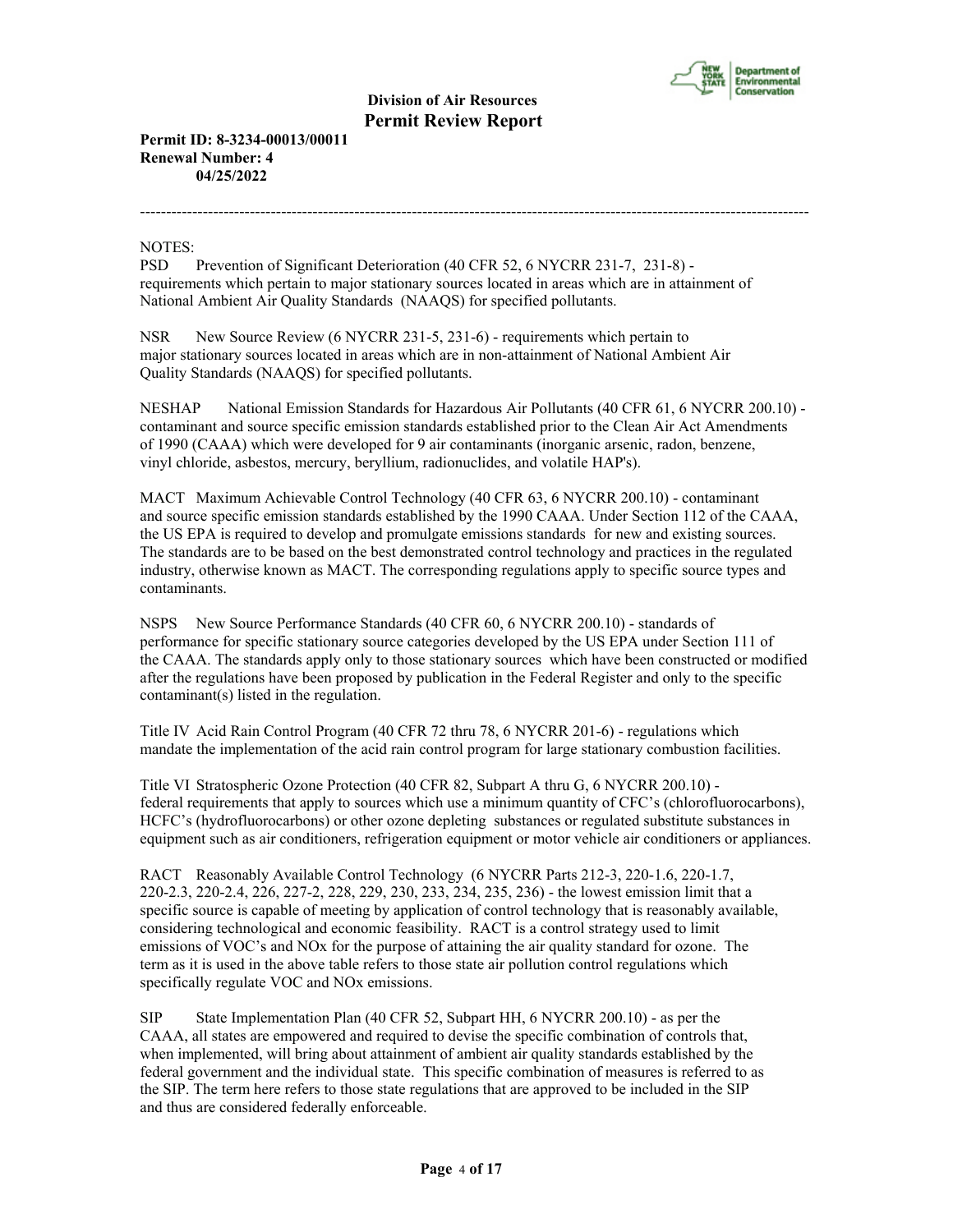NOTES:

PSD Prevention of Significant Deterioration (40 CFR 52, 6 NYCRR 231-7, 231-8) - requirements which pertain to major stationary sources located in areas which are in attainment of National Ambient Air Quality Standards (NAAQS) for specified pollutants.

NSR New Source Review (6 NYCRR 231-5, 231-6) - requirements which pertain to major stationary sources located in areas which are in non-attainment of National Ambient Air Quality Standards (NAAQS) for specified pollutants.

NESHAP National Emission Standards for Hazardous Air Pollutants (40 CFR 61, 6 NYCRR 200.10) - contaminant and source specific emission standards established prior to the Clean Air Act Amendments of 1990 (CAAA) which were developed for 9 air contaminants (inorganic arsenic, radon, benzene, vinyl chloride, asbestos, mercury, beryllium, radionuclides, and volatile HAP's).

MACT Maximum Achievable Control Technology (40 CFR 63, 6 NYCRR 200.10) - contaminant and source specific emission standards established by the 1990 CAAA. Under Section 112 of the CAAA, the US EPA is required to develop and promulgate emissions standards for new and existing sources. The standards are to be based on the best demonstrated control technology and practices in the regulated industry, otherwise known as MACT. The corresponding regulations apply to specific source types and contaminants.

NSPS New Source Performance Standards (40 CFR 60, 6 NYCRR 200.10) - standards of performance for specific stationary source categories developed by the US EPA under Section 111 of the CAAA. The standards apply only to those stationary sources which have been constructed or modified after the regulations have been proposed by publication in the Federal Register and only to the specific contaminant(s) listed in the regulation.

Title IV Acid Rain Control Program (40 CFR 72 thru 78, 6 NYCRR 201-6) - regulations which mandate the implementation of the acid rain control program for large stationary combustion facilities.

Title VI Stratospheric Ozone Protection (40 CFR 82, Subpart A thru G, 6 NYCRR 200.10) - federal requirements that apply to sources which use a minimum quantity of CFC's (chlorofluorocarbons), HCFC's (hydrofluorocarbons) or other ozone depleting substances or regulated substitute substances in equipment such as air conditioners, refrigeration equipment or motor vehicle air conditioners or appliances.

RACT Reasonably Available Control Technology (6 NYCRR Parts 212-3, 220-1.6, 220-1.7, 220-2.3, 220-2.4, 226, 227-2, 228, 229, 230, 233, 234, 235, 236) - the lowest emission limit that a specific source is capable of meeting by application of control technology that is reasonably available, considering technological and economic feasibility. RACT is a control strategy used to limit emissions of VOC's and NOx for the purpose of attaining the air quality standard for ozone. The term as it is used in the above table refers to those state air pollution control regulations which specifically regulate VOC and NOx emissions.

SIP State Implementation Plan (40 CFR 52, Subpart HH, 6 NYCRR 200.10) - as per the CAAA, all states are empowered and required to devise the specific combination of controls that, when implemented, will bring about attainment of ambient air quality standards established by the federal government and the individual state. This specific combination of measures is referred to as the SIP. The term here refers to those state regulations that are approved to be included in the SIP and thus are considered federally enforceable.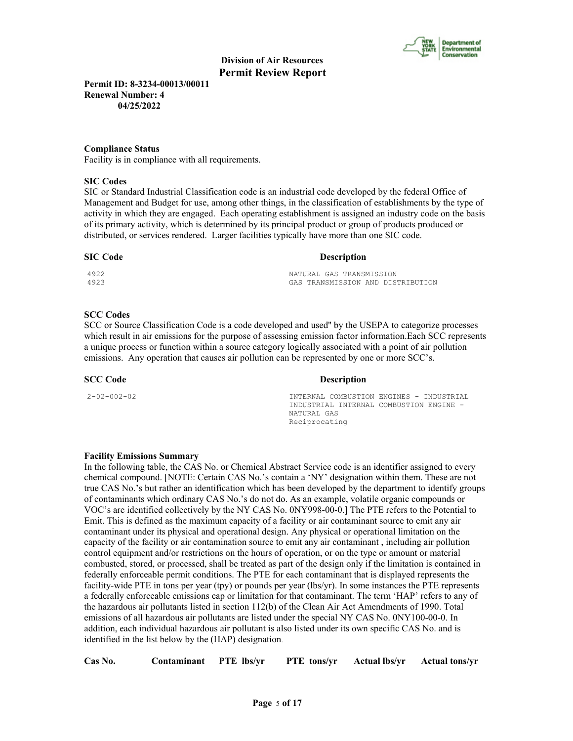**Division of Air Resources**
**Permit Review Report**

**Permit ID: 8-3234-00013/00011**
**Renewal Number: 4**
**04/25/2022**

### Compliance Status

Facility is in compliance with all requirements.

### SIC Codes

SIC or Standard Industrial Classification code is an industrial code developed by the federal Office of Management and Budget for use, among other things, in the classification of establishments by the type of activity in which they are engaged. Each operating establishment is assigned an industry code on the basis of its principal activity, which is determined by its principal product or group of products produced or distributed, or services rendered. Larger facilities typically have more than one SIC code.

| SIC Code | Description |
|---|---|
| 4922 | NATURAL GAS TRANSMISSION |
| 4923 | GAS TRANSMISSION AND DISTRIBUTION |

### SCC Codes

SCC or Source Classification Code is a code developed and used" by the USEPA to categorize processes which result in air emissions for the purpose of assessing emission factor information.Each SCC represents a unique process or function within a source category logically associated with a point of air pollution emissions. Any operation that causes air pollution can be represented by one or more SCC's.

| SCC Code | Description |
|---|---|
| 2-02-002-02 | INTERNAL COMBUSTION ENGINES - INDUSTRIAL INDUSTRIAL INTERNAL COMBUSTION ENGINE - NATURAL GAS Reciprocating |

### Facility Emissions Summary

In the following table, the CAS No. or Chemical Abstract Service code is an identifier assigned to every chemical compound. [NOTE: Certain CAS No.'s contain a 'NY' designation within them. These are not true CAS No.'s but rather an identification which has been developed by the department to identify groups of contaminants which ordinary CAS No.'s do not do. As an example, volatile organic compounds or VOC's are identified collectively by the NY CAS No. 0NY998-00-0.] The PTE refers to the Potential to Emit. This is defined as the maximum capacity of a facility or air contaminant source to emit any air contaminant under its physical and operational design. Any physical or operational limitation on the capacity of the facility or air contamination source to emit any air contaminant , including air pollution control equipment and/or restrictions on the hours of operation, or on the type or amount or material combusted, stored, or processed, shall be treated as part of the design only if the limitation is contained in federally enforceable permit conditions. The PTE for each contaminant that is displayed represents the facility-wide PTE in tons per year (tpy) or pounds per year (lbs/yr). In some instances the PTE represents a federally enforceable emissions cap or limitation for that contaminant. The term 'HAP' refers to any of the hazardous air pollutants listed in section 112(b) of the Clean Air Act Amendments of 1990. Total emissions of all hazardous air pollutants are listed under the special NY CAS No. 0NY100-00-0. In addition, each individual hazardous air pollutant is also listed under its own specific CAS No. and is identified in the list below by the (HAP) designation.

| Cas No. | Contaminant | PTE lbs/yr | PTE tons/yr | Actual lbs/yr | Actual tons/yr |
|---|---|---|---|---|---|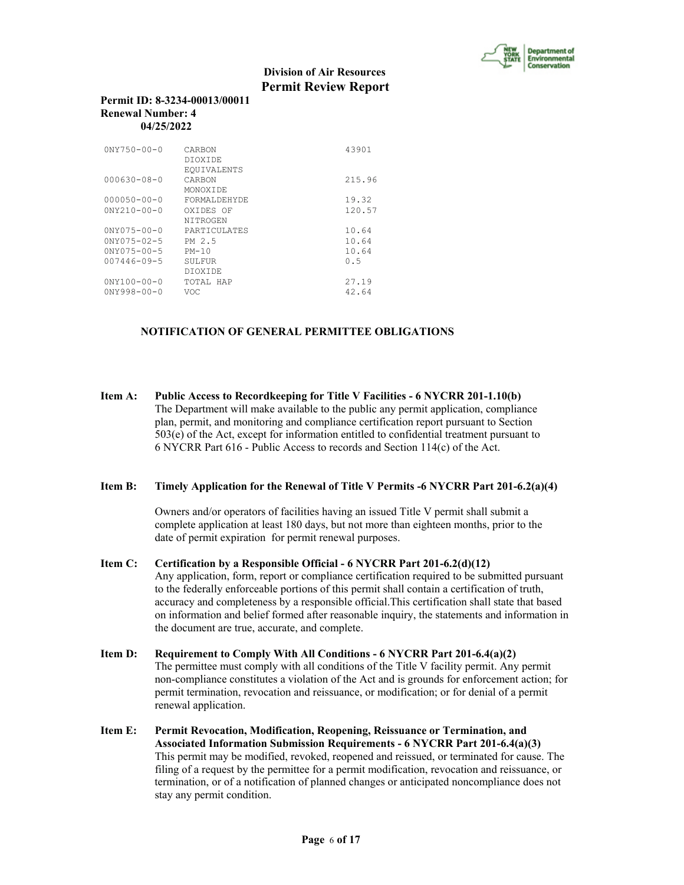| | | |
|---|---|---|
| 0NY750-00-0 | CARBON DIOXIDE EQUIVALENTS | 43901 |
| 000630-08-0 | CARBON MONOXIDE | 215.96 |
| 000050-00-0 | FORMALDEHYDE | 19.32 |
| 0NY210-00-0 | OXIDES OF NITROGEN | 120.57 |
| 0NY075-00-0 | PARTICULATES | 10.64 |
| 0NY075-02-5 | PM 2.5 | 10.64 |
| 0NY075-00-5 | PM-10 | 10.64 |
| 007446-09-5 | SULFUR DIOXIDE | 0.5 |
| 0NY100-00-0 | TOTAL HAP | 27.19 |
| 0NY998-00-0 | VOC | 42.64 |

## NOTIFICATION OF GENERAL PERMITTEE OBLIGATIONS

**Item A: Public Access to Recordkeeping for Title V Facilities - 6 NYCRR 201-1.10(b)**
The Department will make available to the public any permit application, compliance plan, permit, and monitoring and compliance certification report pursuant to Section 503(e) of the Act, except for information entitled to confidential treatment pursuant to 6 NYCRR Part 616 - Public Access to records and Section 114(c) of the Act.

**Item B: Timely Application for the Renewal of Title V Permits -6 NYCRR Part 201-6.2(a)(4)**

Owners and/or operators of facilities having an issued Title V permit shall submit a complete application at least 180 days, but not more than eighteen months, prior to the date of permit expiration for permit renewal purposes.

**Item C: Certification by a Responsible Official - 6 NYCRR Part 201-6.2(d)(12)**
Any application, form, report or compliance certification required to be submitted pursuant to the federally enforceable portions of this permit shall contain a certification of truth, accuracy and completeness by a responsible official.This certification shall state that based on information and belief formed after reasonable inquiry, the statements and information in the document are true, accurate, and complete.

**Item D: Requirement to Comply With All Conditions - 6 NYCRR Part 201-6.4(a)(2)**
The permittee must comply with all conditions of the Title V facility permit. Any permit non-compliance constitutes a violation of the Act and is grounds for enforcement action; for permit termination, revocation and reissuance, or modification; or for denial of a permit renewal application.

**Item E: Permit Revocation, Modification, Reopening, Reissuance or Termination, and Associated Information Submission Requirements - 6 NYCRR Part 201-6.4(a)(3)**
This permit may be modified, revoked, reopened and reissued, or terminated for cause. The filing of a request by the permittee for a permit modification, revocation and reissuance, or termination, or of a notification of planned changes or anticipated noncompliance does not stay any permit condition.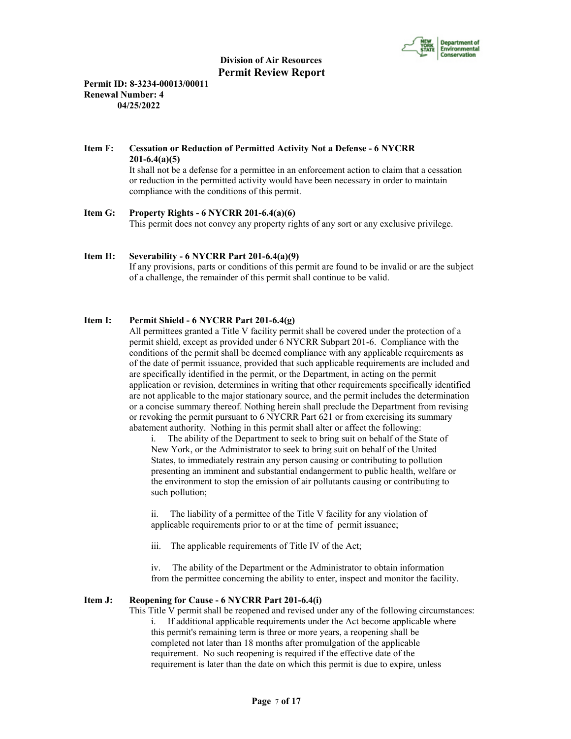**Item F: Cessation or Reduction of Permitted Activity Not a Defense - 6 NYCRR 201-6.4(a)(5)**

It shall not be a defense for a permittee in an enforcement action to claim that a cessation or reduction in the permitted activity would have been necessary in order to maintain compliance with the conditions of this permit.

**Item G: Property Rights - 6 NYCRR 201-6.4(a)(6)**

This permit does not convey any property rights of any sort or any exclusive privilege.

**Item H: Severability - 6 NYCRR Part 201-6.4(a)(9)**

If any provisions, parts or conditions of this permit are found to be invalid or are the subject of a challenge, the remainder of this permit shall continue to be valid.

**Item I: Permit Shield - 6 NYCRR Part 201-6.4(g)**

All permittees granted a Title V facility permit shall be covered under the protection of a permit shield, except as provided under 6 NYCRR Subpart 201-6. Compliance with the conditions of the permit shall be deemed compliance with any applicable requirements as of the date of permit issuance, provided that such applicable requirements are included and are specifically identified in the permit, or the Department, in acting on the permit application or revision, determines in writing that other requirements specifically identified are not applicable to the major stationary source, and the permit includes the determination or a concise summary thereof. Nothing herein shall preclude the Department from revising or revoking the permit pursuant to 6 NYCRR Part 621 or from exercising its summary abatement authority. Nothing in this permit shall alter or affect the following:

i. The ability of the Department to seek to bring suit on behalf of the State of New York, or the Administrator to seek to bring suit on behalf of the United States, to immediately restrain any person causing or contributing to pollution presenting an imminent and substantial endangerment to public health, welfare or the environment to stop the emission of air pollutants causing or contributing to such pollution;

ii. The liability of a permittee of the Title V facility for any violation of applicable requirements prior to or at the time of permit issuance;

iii. The applicable requirements of Title IV of the Act;

iv. The ability of the Department or the Administrator to obtain information from the permittee concerning the ability to enter, inspect and monitor the facility.

**Item J: Reopening for Cause - 6 NYCRR Part 201-6.4(i)**

This Title V permit shall be reopened and revised under any of the following circumstances:

i. If additional applicable requirements under the Act become applicable where this permit's remaining term is three or more years, a reopening shall be completed not later than 18 months after promulgation of the applicable requirement. No such reopening is required if the effective date of the requirement is later than the date on which this permit is due to expire, unless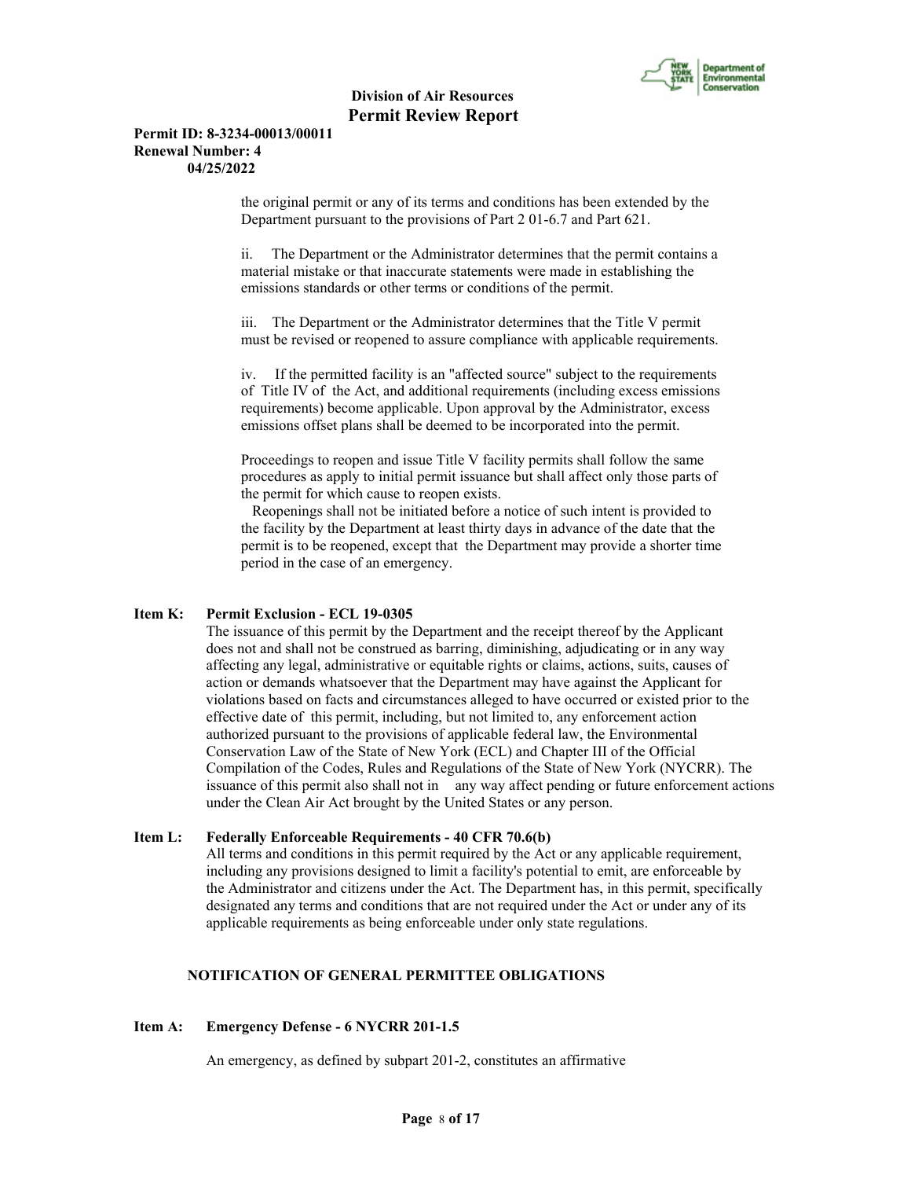the original permit or any of its terms and conditions has been extended by the Department pursuant to the provisions of Part 2 01-6.7 and Part 621.

ii. The Department or the Administrator determines that the permit contains a material mistake or that inaccurate statements were made in establishing the emissions standards or other terms or conditions of the permit.

iii. The Department or the Administrator determines that the Title V permit must be revised or reopened to assure compliance with applicable requirements.

iv. If the permitted facility is an "affected source" subject to the requirements of Title IV of the Act, and additional requirements (including excess emissions requirements) become applicable. Upon approval by the Administrator, excess emissions offset plans shall be deemed to be incorporated into the permit.

Proceedings to reopen and issue Title V facility permits shall follow the same procedures as apply to initial permit issuance but shall affect only those parts of the permit for which cause to reopen exists.

Reopenings shall not be initiated before a notice of such intent is provided to the facility by the Department at least thirty days in advance of the date that the permit is to be reopened, except that the Department may provide a shorter time period in the case of an emergency.

**Item K: Permit Exclusion - ECL 19-0305**

The issuance of this permit by the Department and the receipt thereof by the Applicant does not and shall not be construed as barring, diminishing, adjudicating or in any way affecting any legal, administrative or equitable rights or claims, actions, suits, causes of action or demands whatsoever that the Department may have against the Applicant for violations based on facts and circumstances alleged to have occurred or existed prior to the effective date of this permit, including, but not limited to, any enforcement action authorized pursuant to the provisions of applicable federal law, the Environmental Conservation Law of the State of New York (ECL) and Chapter III of the Official Compilation of the Codes, Rules and Regulations of the State of New York (NYCRR). The issuance of this permit also shall not in any way affect pending or future enforcement actions under the Clean Air Act brought by the United States or any person.

**Item L: Federally Enforceable Requirements - 40 CFR 70.6(b)**

All terms and conditions in this permit required by the Act or any applicable requirement, including any provisions designed to limit a facility's potential to emit, are enforceable by the Administrator and citizens under the Act. The Department has, in this permit, specifically designated any terms and conditions that are not required under the Act or under any of its applicable requirements as being enforceable under only state regulations.

## NOTIFICATION OF GENERAL PERMITTEE OBLIGATIONS

**Item A: Emergency Defense - 6 NYCRR 201-1.5**

An emergency, as defined by subpart 201-2, constitutes an affirmative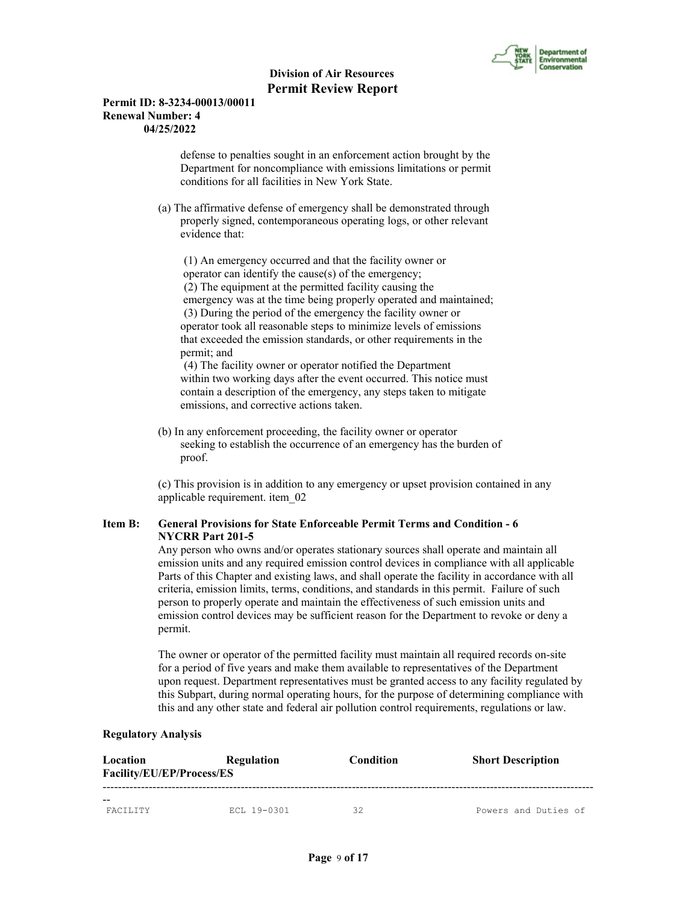defense to penalties sought in an enforcement action brought by the Department for noncompliance with emissions limitations or permit conditions for all facilities in New York State.

(a) The affirmative defense of emergency shall be demonstrated through properly signed, contemporaneous operating logs, or other relevant evidence that:

(1) An emergency occurred and that the facility owner or operator can identify the cause(s) of the emergency;
(2) The equipment at the permitted facility causing the emergency was at the time being properly operated and maintained;
(3) During the period of the emergency the facility owner or operator took all reasonable steps to minimize levels of emissions that exceeded the emission standards, or other requirements in the permit; and
(4) The facility owner or operator notified the Department within two working days after the event occurred. This notice must contain a description of the emergency, any steps taken to mitigate emissions, and corrective actions taken.

(b) In any enforcement proceeding, the facility owner or operator seeking to establish the occurrence of an emergency has the burden of proof.

(c) This provision is in addition to any emergency or upset provision contained in any applicable requirement. item_02

**Item B: General Provisions for State Enforceable Permit Terms and Condition - 6 NYCRR Part 201-5**

Any person who owns and/or operates stationary sources shall operate and maintain all emission units and any required emission control devices in compliance with all applicable Parts of this Chapter and existing laws, and shall operate the facility in accordance with all criteria, emission limits, terms, conditions, and standards in this permit. Failure of such person to properly operate and maintain the effectiveness of such emission units and emission control devices may be sufficient reason for the Department to revoke or deny a permit.

The owner or operator of the permitted facility must maintain all required records on-site for a period of five years and make them available to representatives of the Department upon request. Department representatives must be granted access to any facility regulated by this Subpart, during normal operating hours, for the purpose of determining compliance with this and any other state and federal air pollution control requirements, regulations or law.

**Regulatory Analysis**

| Location Facility/EU/EP/Process/ES | Regulation | Condition | Short Description |
|---|---|---|---|
| FACILITY | ECL 19-0301 | 32 | Powers and Duties of |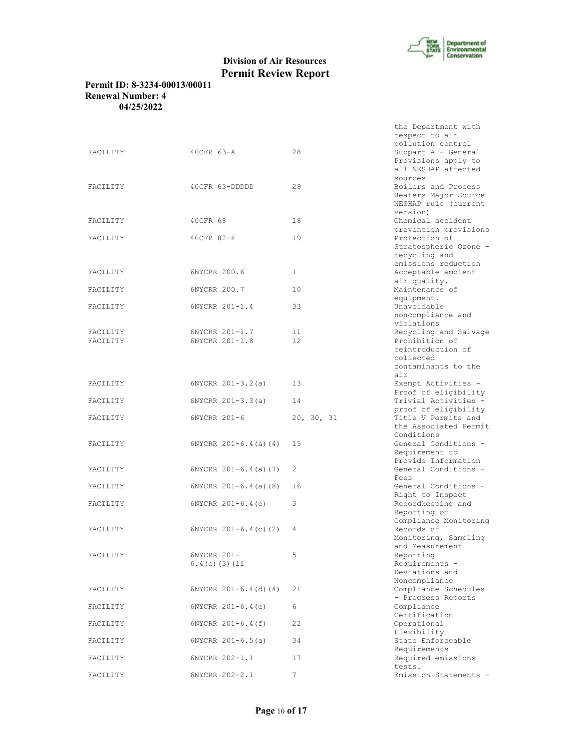| | | | the Department with respect to air pollution control |
|---|---|---|---|
| FACILITY | 40CFR 63-A | 28 | Subpart A - General Provisions apply to all NESHAP affected sources |
| FACILITY | 40CFR 63-DDDDD | 29 | Boilers and Process Heaters Major Source NESHAP rule (current version) |
| FACILITY | 40CFR 68 | 18 | Chemical accident prevention provisions |
| FACILITY | 40CFR 82-F | 19 | Protection of Stratospheric Ozone - recycling and emissions reduction |
| FACILITY | 6NYCRR 200.6 | 1 | Acceptable ambient air quality. |
| FACILITY | 6NYCRR 200.7 | 10 | Maintenance of equipment. |
| FACILITY | 6NYCRR 201-1.4 | 33 | Unavoidable noncompliance and violations |
| FACILITY | 6NYCRR 201-1.7 | 11 | Recycling and Salvage |
| FACILITY | 6NYCRR 201-1.8 | 12 | Prohibition of reintroduction of collected contaminants to the air |
| FACILITY | 6NYCRR 201-3.2(a) | 13 | Exempt Activities - Proof of eligibility |
| FACILITY | 6NYCRR 201-3.3(a) | 14 | Trivial Activities - proof of eligibility |
| FACILITY | 6NYCRR 201-6 | 20, 30, 31 | Title V Permits and the Associated Permit Conditions |
| FACILITY | 6NYCRR 201-6.4(a)(4) | 15 | General Conditions - Requirement to Provide Information |
| FACILITY | 6NYCRR 201-6.4(a)(7) | 2 | General Conditions - Fees |
| FACILITY | 6NYCRR 201-6.4(a)(8) | 16 | General Conditions - Right to Inspect |
| FACILITY | 6NYCRR 201-6.4(c) | 3 | Recordkeeping and Reporting of Compliance Monitoring |
| FACILITY | 6NYCRR 201-6.4(c)(2) | 4 | Records of Monitoring, Sampling and Measurement |
| FACILITY | 6NYCRR 201-6.4(c)(3)(ii | 5 | Reporting Requirements - Deviations and Noncompliance |
| FACILITY | 6NYCRR 201-6.4(d)(4) | 21 | Compliance Schedules - Progress Reports |
| FACILITY | 6NYCRR 201-6.4(e) | 6 | Compliance Certification |
| FACILITY | 6NYCRR 201-6.4(f) | 22 | Operational Flexibility |
| FACILITY | 6NYCRR 201-6.5(a) | 34 | State Enforceable Requirements |
| FACILITY | 6NYCRR 202-1.1 | 17 | Required emissions tests. |
| FACILITY | 6NYCRR 202-2.1 | 7 | Emission Statements - |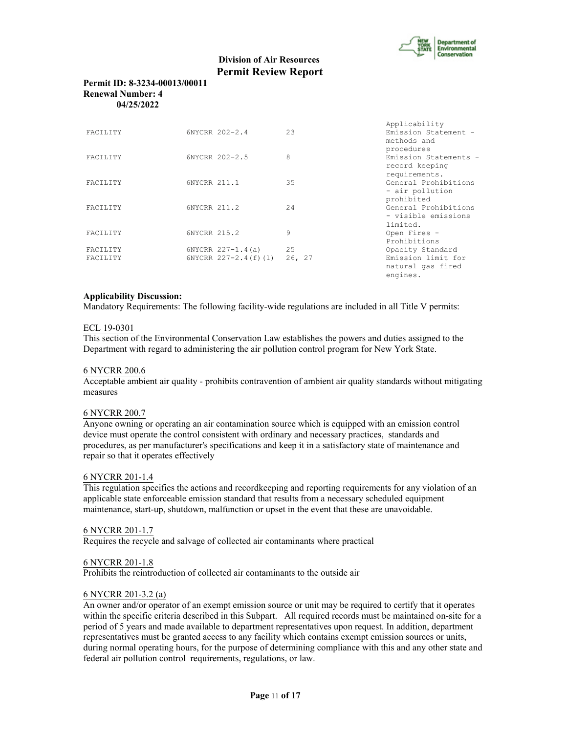**Division of Air Resources**
**Permit Review Report**

**Permit ID: 8-3234-00013/00011**
**Renewal Number: 4**
**04/25/2022**

| | | | |
|---|---|---|---|
| | | | Applicability |
| FACILITY | 6NYCRR 202-2.4 | 23 | Emission Statement - methods and procedures |
| FACILITY | 6NYCRR 202-2.5 | 8 | Emission Statements - record keeping requirements. |
| FACILITY | 6NYCRR 211.1 | 35 | General Prohibitions - air pollution prohibited |
| FACILITY | 6NYCRR 211.2 | 24 | General Prohibitions - visible emissions limited. |
| FACILITY | 6NYCRR 215.2 | 9 | Open Fires - Prohibitions |
| FACILITY | 6NYCRR 227-1.4(a) | 25 | Opacity Standard |
| FACILITY | 6NYCRR 227-2.4(f)(1) | 26, 27 | Emission limit for natural gas fired engines. |

**Applicability Discussion:**
Mandatory Requirements: The following facility-wide regulations are included in all Title V permits:

ECL 19-0301
This section of the Environmental Conservation Law establishes the powers and duties assigned to the Department with regard to administering the air pollution control program for New York State.

6 NYCRR 200.6
Acceptable ambient air quality - prohibits contravention of ambient air quality standards without mitigating measures

6 NYCRR 200.7
Anyone owning or operating an air contamination source which is equipped with an emission control device must operate the control consistent with ordinary and necessary practices, standards and procedures, as per manufacturer's specifications and keep it in a satisfactory state of maintenance and repair so that it operates effectively

6 NYCRR 201-1.4
This regulation specifies the actions and recordkeeping and reporting requirements for any violation of an applicable state enforceable emission standard that results from a necessary scheduled equipment maintenance, start-up, shutdown, malfunction or upset in the event that these are unavoidable.

6 NYCRR 201-1.7
Requires the recycle and salvage of collected air contaminants where practical

6 NYCRR 201-1.8
Prohibits the reintroduction of collected air contaminants to the outside air

6 NYCRR 201-3.2 (a)
An owner and/or operator of an exempt emission source or unit may be required to certify that it operates within the specific criteria described in this Subpart. All required records must be maintained on-site for a period of 5 years and made available to department representatives upon request. In addition, department representatives must be granted access to any facility which contains exempt emission sources or units, during normal operating hours, for the purpose of determining compliance with this and any other state and federal air pollution control requirements, regulations, or law.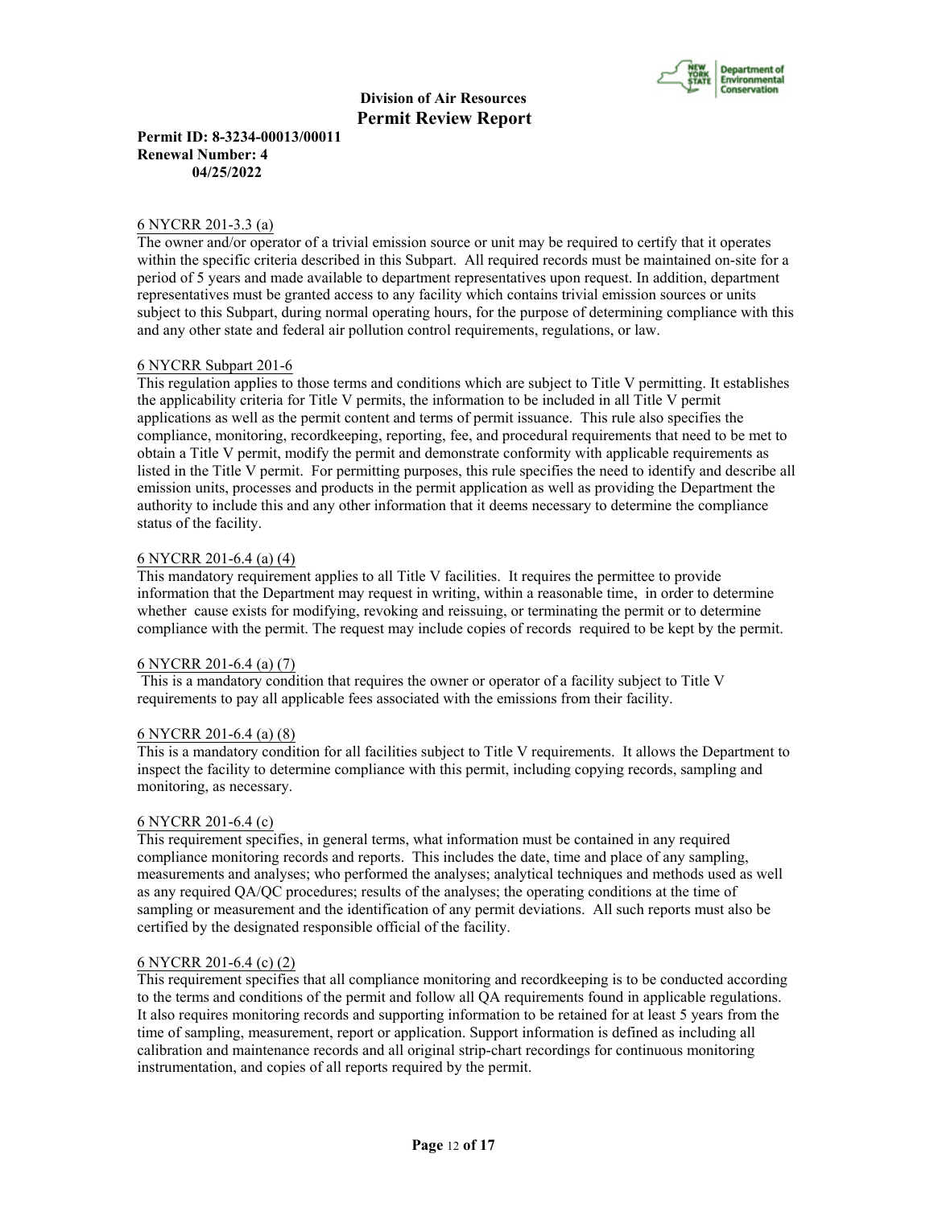6 NYCRR 201-3.3 (a)

The owner and/or operator of a trivial emission source or unit may be required to certify that it operates within the specific criteria described in this Subpart. All required records must be maintained on-site for a period of 5 years and made available to department representatives upon request. In addition, department representatives must be granted access to any facility which contains trivial emission sources or units subject to this Subpart, during normal operating hours, for the purpose of determining compliance with this and any other state and federal air pollution control requirements, regulations, or law.

6 NYCRR Subpart 201-6

This regulation applies to those terms and conditions which are subject to Title V permitting. It establishes the applicability criteria for Title V permits, the information to be included in all Title V permit applications as well as the permit content and terms of permit issuance. This rule also specifies the compliance, monitoring, recordkeeping, reporting, fee, and procedural requirements that need to be met to obtain a Title V permit, modify the permit and demonstrate conformity with applicable requirements as listed in the Title V permit. For permitting purposes, this rule specifies the need to identify and describe all emission units, processes and products in the permit application as well as providing the Department the authority to include this and any other information that it deems necessary to determine the compliance status of the facility.

6 NYCRR 201-6.4 (a) (4)

This mandatory requirement applies to all Title V facilities. It requires the permittee to provide information that the Department may request in writing, within a reasonable time, in order to determine whether cause exists for modifying, revoking and reissuing, or terminating the permit or to determine compliance with the permit. The request may include copies of records required to be kept by the permit.

6 NYCRR 201-6.4 (a) (7)

This is a mandatory condition that requires the owner or operator of a facility subject to Title V requirements to pay all applicable fees associated with the emissions from their facility.

6 NYCRR 201-6.4 (a) (8)

This is a mandatory condition for all facilities subject to Title V requirements. It allows the Department to inspect the facility to determine compliance with this permit, including copying records, sampling and monitoring, as necessary.

6 NYCRR 201-6.4 (c)

This requirement specifies, in general terms, what information must be contained in any required compliance monitoring records and reports. This includes the date, time and place of any sampling, measurements and analyses; who performed the analyses; analytical techniques and methods used as well as any required QA/QC procedures; results of the analyses; the operating conditions at the time of sampling or measurement and the identification of any permit deviations. All such reports must also be certified by the designated responsible official of the facility.

6 NYCRR 201-6.4 (c) (2)

This requirement specifies that all compliance monitoring and recordkeeping is to be conducted according to the terms and conditions of the permit and follow all QA requirements found in applicable regulations. It also requires monitoring records and supporting information to be retained for at least 5 years from the time of sampling, measurement, report or application. Support information is defined as including all calibration and maintenance records and all original strip-chart recordings for continuous monitoring instrumentation, and copies of all reports required by the permit.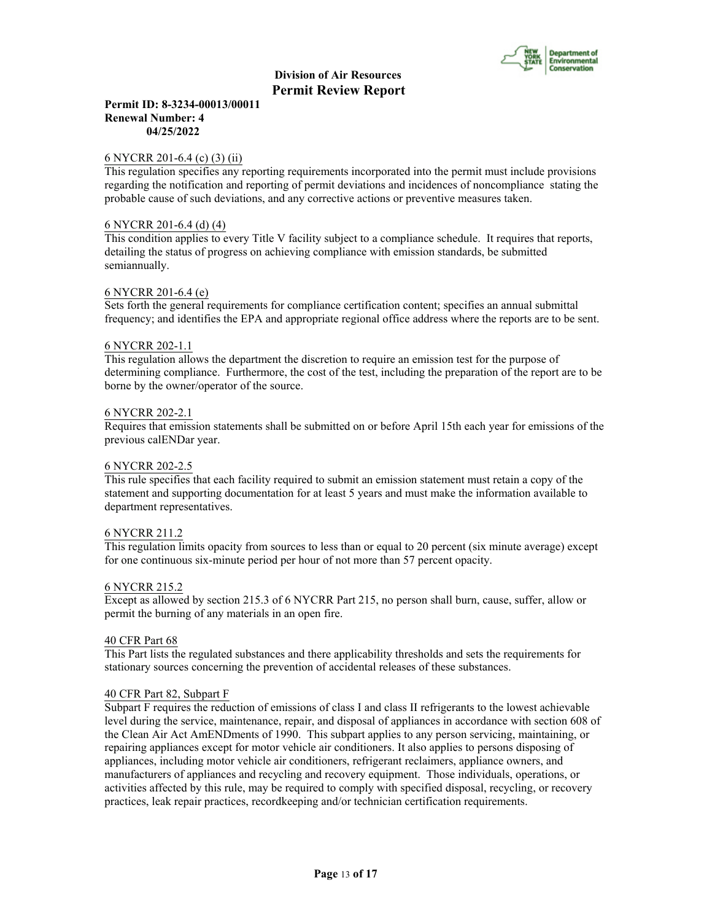**Division of Air Resources**
**Permit Review Report**

**Permit ID: 8-3234-00013/00011**
**Renewal Number: 4**
**04/25/2022**

6 NYCRR 201-6.4 (c) (3) (ii)
This regulation specifies any reporting requirements incorporated into the permit must include provisions regarding the notification and reporting of permit deviations and incidences of noncompliance stating the probable cause of such deviations, and any corrective actions or preventive measures taken.

6 NYCRR 201-6.4 (d) (4)
This condition applies to every Title V facility subject to a compliance schedule. It requires that reports, detailing the status of progress on achieving compliance with emission standards, be submitted semiannually.

6 NYCRR 201-6.4 (e)
Sets forth the general requirements for compliance certification content; specifies an annual submittal frequency; and identifies the EPA and appropriate regional office address where the reports are to be sent.

6 NYCRR 202-1.1
This regulation allows the department the discretion to require an emission test for the purpose of determining compliance. Furthermore, the cost of the test, including the preparation of the report are to be borne by the owner/operator of the source.

6 NYCRR 202-2.1
Requires that emission statements shall be submitted on or before April 15th each year for emissions of the previous calENDar year.

6 NYCRR 202-2.5
This rule specifies that each facility required to submit an emission statement must retain a copy of the statement and supporting documentation for at least 5 years and must make the information available to department representatives.

6 NYCRR 211.2
This regulation limits opacity from sources to less than or equal to 20 percent (six minute average) except for one continuous six-minute period per hour of not more than 57 percent opacity.

6 NYCRR 215.2
Except as allowed by section 215.3 of 6 NYCRR Part 215, no person shall burn, cause, suffer, allow or permit the burning of any materials in an open fire.

40 CFR Part 68
This Part lists the regulated substances and there applicability thresholds and sets the requirements for stationary sources concerning the prevention of accidental releases of these substances.

40 CFR Part 82, Subpart F
Subpart F requires the reduction of emissions of class I and class II refrigerants to the lowest achievable level during the service, maintenance, repair, and disposal of appliances in accordance with section 608 of the Clean Air Act AmENDments of 1990. This subpart applies to any person servicing, maintaining, or repairing appliances except for motor vehicle air conditioners. It also applies to persons disposing of appliances, including motor vehicle air conditioners, refrigerant reclaimers, appliance owners, and manufacturers of appliances and recycling and recovery equipment. Those individuals, operations, or activities affected by this rule, may be required to comply with specified disposal, recycling, or recovery practices, leak repair practices, recordkeeping and/or technician certification requirements.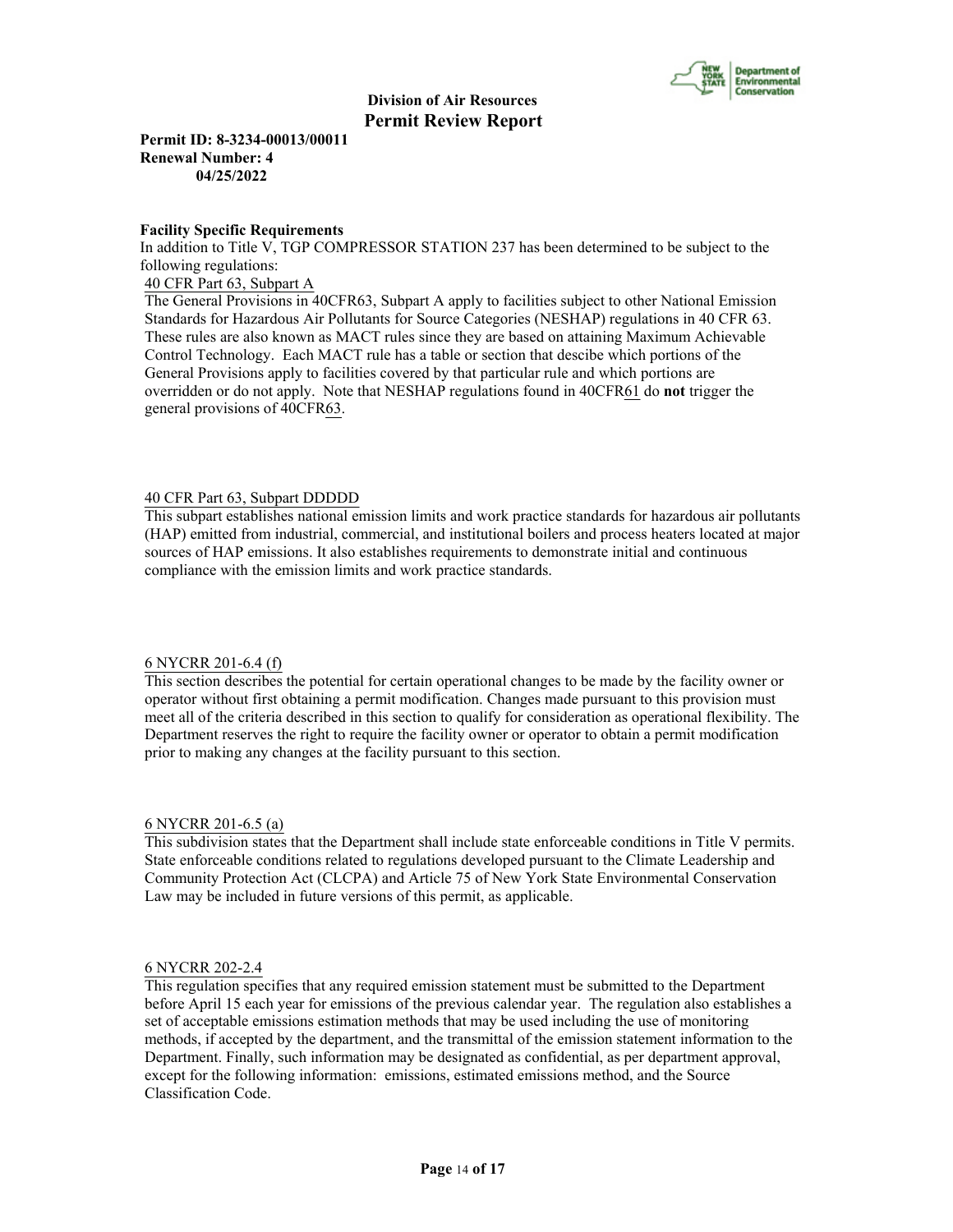**Facility Specific Requirements**

In addition to Title V, TGP COMPRESSOR STATION 237 has been determined to be subject to the following regulations:

40 CFR Part 63, Subpart A

The General Provisions in 40CFR63, Subpart A apply to facilities subject to other National Emission Standards for Hazardous Air Pollutants for Source Categories (NESHAP) regulations in 40 CFR 63. These rules are also known as MACT rules since they are based on attaining Maximum Achievable Control Technology. Each MACT rule has a table or section that descibe which portions of the General Provisions apply to facilities covered by that particular rule and which portions are overridden or do not apply. Note that NESHAP regulations found in 40CFR61 do **not** trigger the general provisions of 40CFR63.

40 CFR Part 63, Subpart DDDDD

This subpart establishes national emission limits and work practice standards for hazardous air pollutants (HAP) emitted from industrial, commercial, and institutional boilers and process heaters located at major sources of HAP emissions. It also establishes requirements to demonstrate initial and continuous compliance with the emission limits and work practice standards.

6 NYCRR 201-6.4 (f)

This section describes the potential for certain operational changes to be made by the facility owner or operator without first obtaining a permit modification. Changes made pursuant to this provision must meet all of the criteria described in this section to qualify for consideration as operational flexibility. The Department reserves the right to require the facility owner or operator to obtain a permit modification prior to making any changes at the facility pursuant to this section.

6 NYCRR 201-6.5 (a)

This subdivision states that the Department shall include state enforceable conditions in Title V permits. State enforceable conditions related to regulations developed pursuant to the Climate Leadership and Community Protection Act (CLCPA) and Article 75 of New York State Environmental Conservation Law may be included in future versions of this permit, as applicable.

6 NYCRR 202-2.4

This regulation specifies that any required emission statement must be submitted to the Department before April 15 each year for emissions of the previous calendar year. The regulation also establishes a set of acceptable emissions estimation methods that may be used including the use of monitoring methods, if accepted by the department, and the transmittal of the emission statement information to the Department. Finally, such information may be designated as confidential, as per department approval, except for the following information: emissions, estimated emissions method, and the Source Classification Code.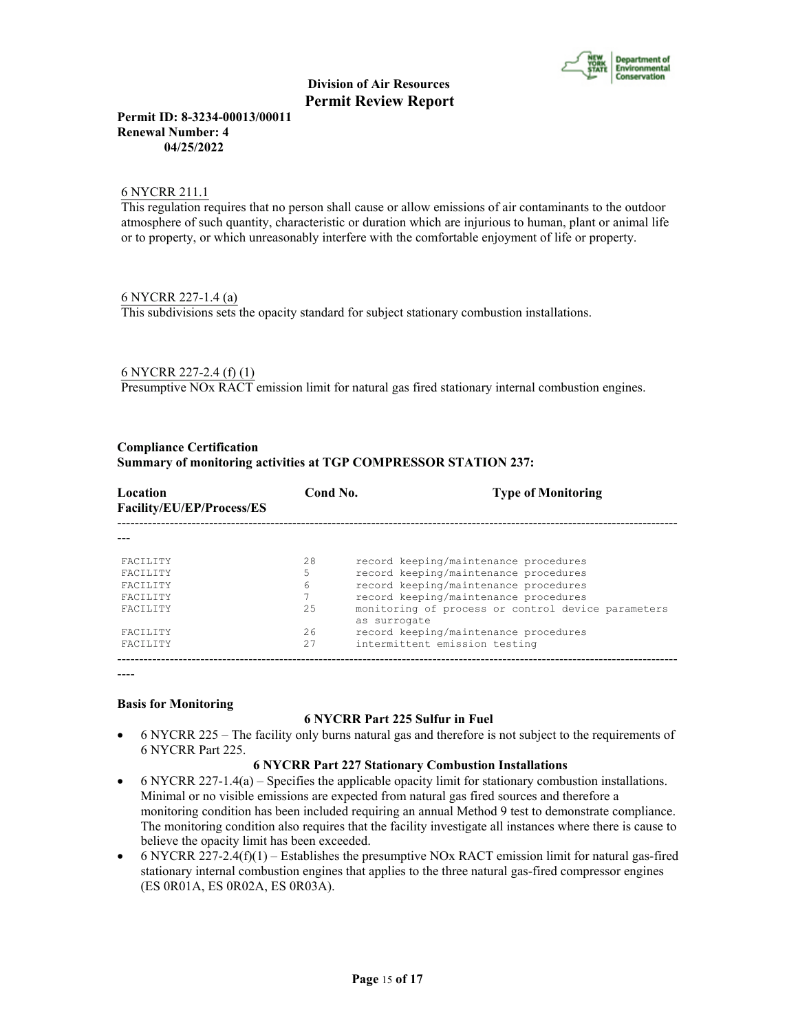6 NYCRR 211.1

This regulation requires that no person shall cause or allow emissions of air contaminants to the outdoor atmosphere of such quantity, characteristic or duration which are injurious to human, plant or animal life or to property, or which unreasonably interfere with the comfortable enjoyment of life or property.

6 NYCRR 227-1.4 (a)

This subdivisions sets the opacity standard for subject stationary combustion installations.

6 NYCRR 227-2.4 (f) (1)

Presumptive NOx RACT emission limit for natural gas fired stationary internal combustion engines.

**Compliance Certification**
**Summary of monitoring activities at TGP COMPRESSOR STATION 237:**

| Location Facility/EU/EP/Process/ES | Cond No. | Type of Monitoring |
|---|---|---|
| FACILITY | 28 | record keeping/maintenance procedures |
| FACILITY | 5 | record keeping/maintenance procedures |
| FACILITY | 6 | record keeping/maintenance procedures |
| FACILITY | 7 | record keeping/maintenance procedures |
| FACILITY | 25 | monitoring of process or control device parameters as surrogate |
| FACILITY | 26 | record keeping/maintenance procedures |
| FACILITY | 27 | intermittent emission testing |

**Basis for Monitoring**

**6 NYCRR Part 225 Sulfur in Fuel**

- 6 NYCRR 225 – The facility only burns natural gas and therefore is not subject to the requirements of 6 NYCRR Part 225.

**6 NYCRR Part 227 Stationary Combustion Installations**

- 6 NYCRR 227-1.4(a) – Specifies the applicable opacity limit for stationary combustion installations. Minimal or no visible emissions are expected from natural gas fired sources and therefore a monitoring condition has been included requiring an annual Method 9 test to demonstrate compliance. The monitoring condition also requires that the facility investigate all instances where there is cause to believe the opacity limit has been exceeded.
- 6 NYCRR 227-2.4(f)(1) – Establishes the presumptive NOx RACT emission limit for natural gas-fired stationary internal combustion engines that applies to the three natural gas-fired compressor engines (ES 0R01A, ES 0R02A, ES 0R03A).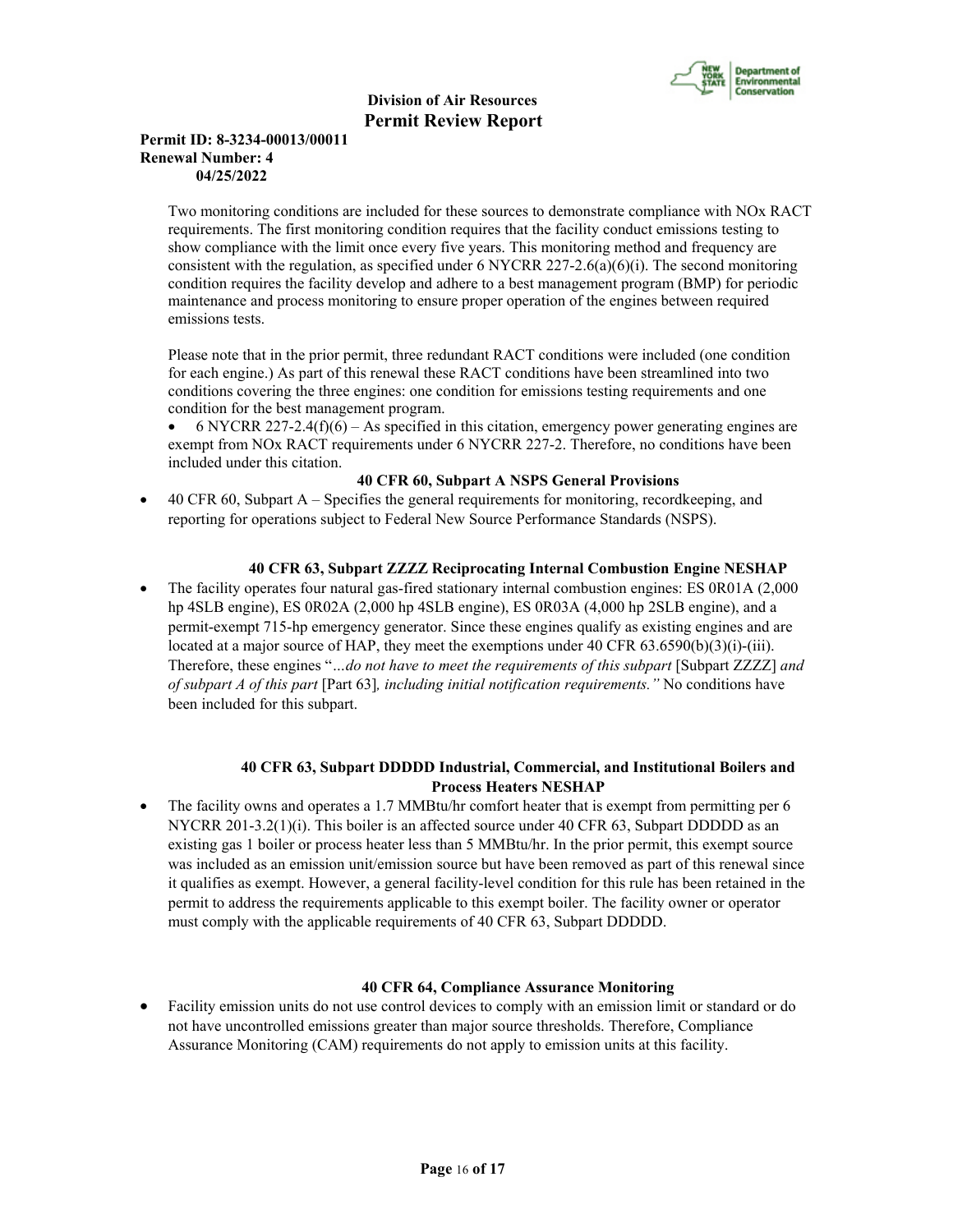Two monitoring conditions are included for these sources to demonstrate compliance with NOx RACT requirements. The first monitoring condition requires that the facility conduct emissions testing to show compliance with the limit once every five years. This monitoring method and frequency are consistent with the regulation, as specified under 6 NYCRR 227-2.6(a)(6)(i). The second monitoring condition requires the facility develop and adhere to a best management program (BMP) for periodic maintenance and process monitoring to ensure proper operation of the engines between required emissions tests.

Please note that in the prior permit, three redundant RACT conditions were included (one condition for each engine.) As part of this renewal these RACT conditions have been streamlined into two conditions covering the three engines: one condition for emissions testing requirements and one condition for the best management program.

- 6 NYCRR 227-2.4(f)(6) – As specified in this citation, emergency power generating engines are exempt from NOx RACT requirements under 6 NYCRR 227-2. Therefore, no conditions have been included under this citation.

**40 CFR 60, Subpart A NSPS General Provisions**

- 40 CFR 60, Subpart A – Specifies the general requirements for monitoring, recordkeeping, and reporting for operations subject to Federal New Source Performance Standards (NSPS).

**40 CFR 63, Subpart ZZZZ Reciprocating Internal Combustion Engine NESHAP**

- The facility operates four natural gas-fired stationary internal combustion engines: ES 0R01A (2,000 hp 4SLB engine), ES 0R02A (2,000 hp 4SLB engine), ES 0R03A (4,000 hp 2SLB engine), and a permit-exempt 715-hp emergency generator. Since these engines qualify as existing engines and are located at a major source of HAP, they meet the exemptions under 40 CFR 63.6590(b)(3)(i)-(iii). Therefore, these engines "*…do not have to meet the requirements of this subpart* [Subpart ZZZZ] *and of subpart A of this part* [Part 63]*, including initial notification requirements."* No conditions have been included for this subpart.

**40 CFR 63, Subpart DDDDD Industrial, Commercial, and Institutional Boilers and Process Heaters NESHAP**

- The facility owns and operates a 1.7 MMBtu/hr comfort heater that is exempt from permitting per 6 NYCRR 201-3.2(1)(i). This boiler is an affected source under 40 CFR 63, Subpart DDDDD as an existing gas 1 boiler or process heater less than 5 MMBtu/hr. In the prior permit, this exempt source was included as an emission unit/emission source but have been removed as part of this renewal since it qualifies as exempt. However, a general facility-level condition for this rule has been retained in the permit to address the requirements applicable to this exempt boiler. The facility owner or operator must comply with the applicable requirements of 40 CFR 63, Subpart DDDDD.

**40 CFR 64, Compliance Assurance Monitoring**

- Facility emission units do not use control devices to comply with an emission limit or standard or do not have uncontrolled emissions greater than major source thresholds. Therefore, Compliance Assurance Monitoring (CAM) requirements do not apply to emission units at this facility.